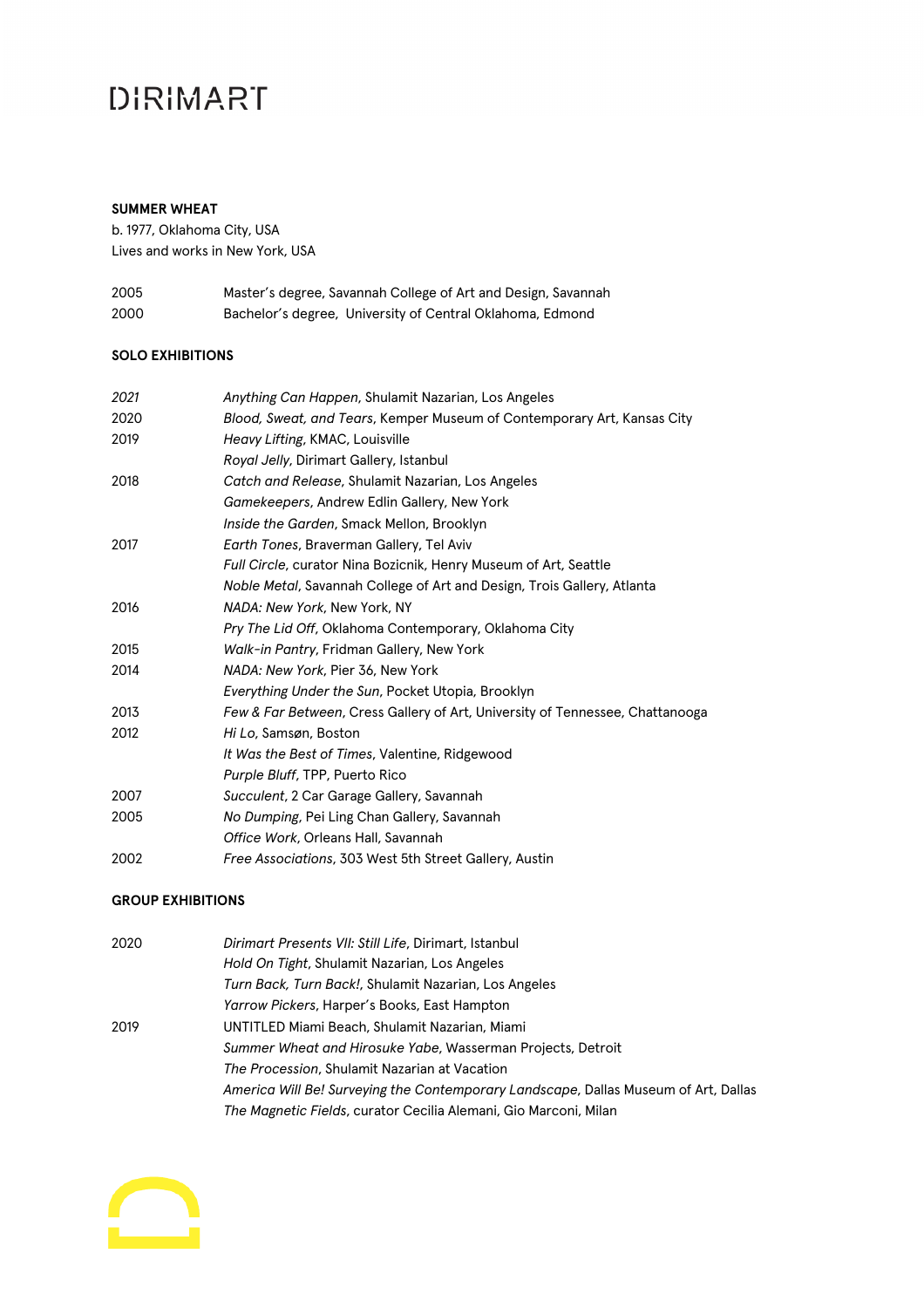DIRIMART

**SUMMER WHEAT**
b. 1977, Oklahoma City, USA
Lives and works in New York, USA

| | |
|---|---|
| 2005 | Master's degree, Savannah College of Art and Design, Savannah |
| 2000 | Bachelor's degree, University of Central Oklahoma, Edmond |

**SOLO EXHIBITIONS**

| | |
|---|---|
| *2021* | *Anything Can Happen*, Shulamit Nazarian, Los Angeles |
| 2020 | *Blood, Sweat, and Tears*, Kemper Museum of Contemporary Art, Kansas City |
| 2019 | *Heavy Lifting*, KMAC, Louisville |
| | *Royal Jelly*, Dirimart Gallery, Istanbul |
| 2018 | *Catch and Release*, Shulamit Nazarian, Los Angeles |
| | *Gamekeepers*, Andrew Edlin Gallery, New York |
| | *Inside the Garden*, Smack Mellon, Brooklyn |
| 2017 | *Earth Tones*, Braverman Gallery, Tel Aviv |
| | *Full Circle*, curator Nina Bozicnik, Henry Museum of Art, Seattle |
| | *Noble Metal*, Savannah College of Art and Design, Trois Gallery, Atlanta |
| 2016 | *NADA: New York*, New York, NY |
| | *Pry The Lid Off*, Oklahoma Contemporary, Oklahoma City |
| 2015 | *Walk-in Pantry*, Fridman Gallery, New York |
| 2014 | *NADA: New York*, Pier 36, New York |
| | *Everything Under the Sun*, Pocket Utopia, Brooklyn |
| 2013 | *Few & Far Between*, Cress Gallery of Art, University of Tennessee, Chattanooga |
| 2012 | *Hi Lo*, Samsøn, Boston |
| | *It Was the Best of Times*, Valentine, Ridgewood |
| | *Purple Bluff*, TPP, Puerto Rico |
| 2007 | *Succulent*, 2 Car Garage Gallery, Savannah |
| 2005 | *No Dumping*, Pei Ling Chan Gallery, Savannah |
| | *Office Work*, Orleans Hall, Savannah |
| 2002 | *Free Associations*, 303 West 5th Street Gallery, Austin |

**GROUP EXHIBITIONS**

| | |
|---|---|
| 2020 | *Dirimart Presents VII: Still Life*, Dirimart, Istanbul |
| | *Hold On Tight*, Shulamit Nazarian, Los Angeles |
| | *Turn Back, Turn Back!*, Shulamit Nazarian, Los Angeles |
| | *Yarrow Pickers*, Harper's Books, East Hampton |
| 2019 | UNTITLED Miami Beach, Shulamit Nazarian, Miami |
| | *Summer Wheat and Hirosuke Yabe*, Wasserman Projects, Detroit |
| | *The Procession*, Shulamit Nazarian at Vacation |
| | *America Will Be! Surveying the Contemporary Landscape*, Dallas Museum of Art, Dallas |
| | *The Magnetic Fields*, curator Cecilia Alemani, Gio Marconi, Milan |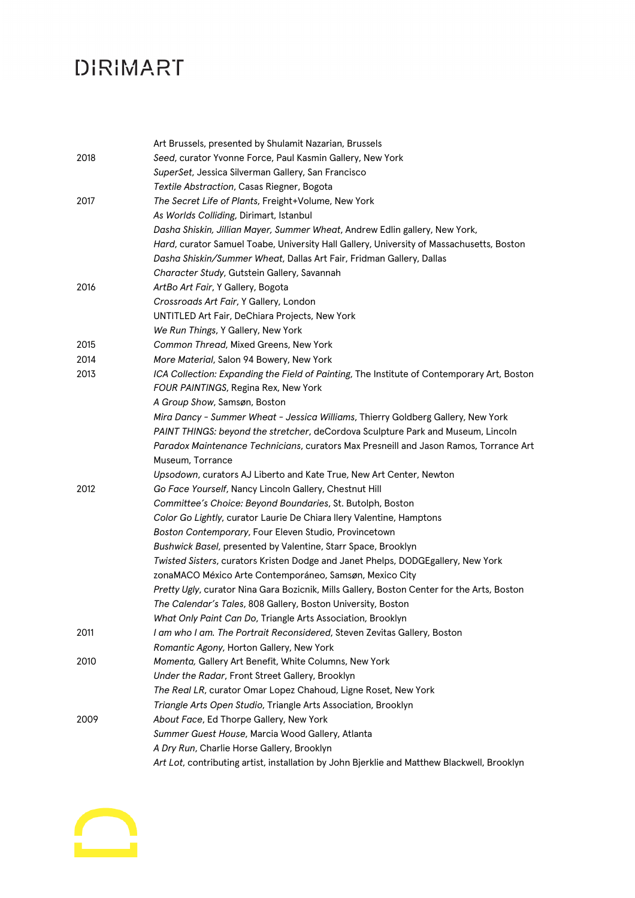| | |
|---|---|
| | Art Brussels, presented by Shulamit Nazarian, Brussels |
| 2018 | *Seed*, curator Yvonne Force, Paul Kasmin Gallery, New York |
| | *SuperSet*, Jessica Silverman Gallery, San Francisco |
| | *Textile Abstraction*, Casas Riegner, Bogota |
| 2017 | *The Secret Life of Plants*, Freight+Volume, New York |
| | *As Worlds Colliding*, Dirimart, Istanbul |
| | *Dasha Shiskin, Jillian Mayer, Summer Wheat*, Andrew Edlin gallery, New York, |
| | *Hard*, curator Samuel Toabe, University Hall Gallery, University of Massachusetts, Boston |
| | *Dasha Shiskin/Summer Wheat*, Dallas Art Fair, Fridman Gallery, Dallas |
| | *Character Study*, Gutstein Gallery, Savannah |
| 2016 | *ArtBo Art Fair*, Y Gallery, Bogota |
| | *Crossroads Art Fair*, Y Gallery, London |
| | UNTITLED Art Fair, DeChiara Projects, New York |
| | *We Run Things*, Y Gallery, New York |
| 2015 | *Common Thread*, Mixed Greens, New York |
| 2014 | *More Material*, Salon 94 Bowery, New York |
| 2013 | *ICA Collection: Expanding the Field of Painting*, The Institute of Contemporary Art, Boston |
| | *FOUR PAINTINGS*, Regina Rex, New York |
| | *A Group Show*, Samsøn, Boston |
| | *Mira Dancy - Summer Wheat - Jessica Williams*, Thierry Goldberg Gallery, New York |
| | *PAINT THINGS: beyond the stretcher*, deCordova Sculpture Park and Museum, Lincoln |
| | *Paradox Maintenance Technicians*, curators Max Presneill and Jason Ramos, Torrance Art Museum, Torrance |
| | *Upsodown*, curators AJ Liberto and Kate True, New Art Center, Newton |
| 2012 | *Go Face Yourself*, Nancy Lincoln Gallery, Chestnut Hill |
| | *Committee's Choice: Beyond Boundaries*, St. Butolph, Boston |
| | *Color Go Lightly*, curator Laurie De Chiara llery Valentine, Hamptons |
| | *Boston Contemporary*, Four Eleven Studio, Provincetown |
| | *Bushwick Basel*, presented by Valentine, Starr Space, Brooklyn |
| | *Twisted Sisters*, curators Kristen Dodge and Janet Phelps, DODGEgallery, New York |
| | zonaMACO México Arte Contemporáneo, Samsøn, Mexico City |
| | *Pretty Ugly*, curator Nina Gara Bozicnik, Mills Gallery, Boston Center for the Arts, Boston |
| | *The Calendar's Tales*, 808 Gallery, Boston University, Boston |
| | *What Only Paint Can Do*, Triangle Arts Association, Brooklyn |
| 2011 | *I am who I am. The Portrait Reconsidered*, Steven Zevitas Gallery, Boston |
| | *Romantic Agony*, Horton Gallery, New York |
| 2010 | *Momenta*, Gallery Art Benefit, White Columns, New York |
| | *Under the Radar*, Front Street Gallery, Brooklyn |
| | *The Real LR*, curator Omar Lopez Chahoud, Ligne Roset, New York |
| | *Triangle Arts Open Studio*, Triangle Arts Association, Brooklyn |
| 2009 | *About Face*, Ed Thorpe Gallery, New York |
| | *Summer Guest House*, Marcia Wood Gallery, Atlanta |
| | *A Dry Run*, Charlie Horse Gallery, Brooklyn |
| | *Art Lot*, contributing artist, installation by John Bjerklie and Matthew Blackwell, Brooklyn |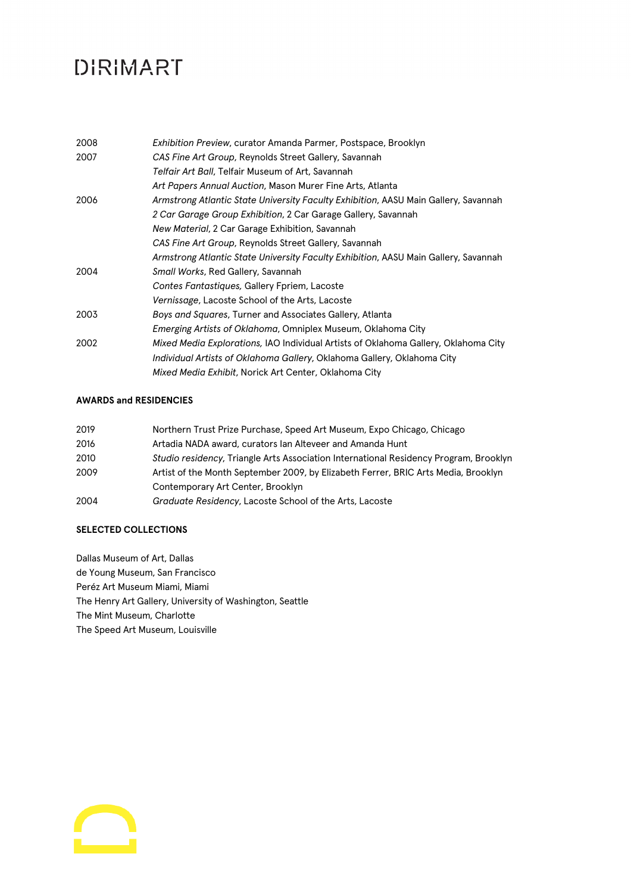| | |
|---|---|
| 2008 | *Exhibition Preview*, curator Amanda Parmer, Postspace, Brooklyn |
| 2007 | *CAS Fine Art Group*, Reynolds Street Gallery, Savannah |
| | *Telfair Art Ball*, Telfair Museum of Art, Savannah |
| | *Art Papers Annual Auction*, Mason Murer Fine Arts, Atlanta |
| 2006 | *Armstrong Atlantic State University Faculty Exhibition*, AASU Main Gallery, Savannah |
| | *2 Car Garage Group Exhibition*, 2 Car Garage Gallery, Savannah |
| | *New Material*, 2 Car Garage Exhibition, Savannah |
| | *CAS Fine Art Group*, Reynolds Street Gallery, Savannah |
| | *Armstrong Atlantic State University Faculty Exhibition*, AASU Main Gallery, Savannah |
| 2004 | *Small Works*, Red Gallery, Savannah |
| | *Contes Fantastiques,* Gallery Fpriem, Lacoste |
| | *Vernissage*, Lacoste School of the Arts, Lacoste |
| 2003 | *Boys and Squares*, Turner and Associates Gallery, Atlanta |
| | *Emerging Artists of Oklahoma*, Omniplex Museum, Oklahoma City |
| 2002 | *Mixed Media Explorations,* IAO Individual Artists of Oklahoma Gallery, Oklahoma City |
| | *Individual Artists of Oklahoma Gallery*, Oklahoma Gallery, Oklahoma City |
| | *Mixed Media Exhibit*, Norick Art Center, Oklahoma City |

**AWARDS and RESIDENCIES**

| | |
|---|---|
| 2019 | Northern Trust Prize Purchase, Speed Art Museum, Expo Chicago, Chicago |
| 2016 | Artadia NADA award, curators Ian Alteveer and Amanda Hunt |
| 2010 | *Studio residency*, Triangle Arts Association International Residency Program, Brooklyn |
| 2009 | Artist of the Month September 2009, by Elizabeth Ferrer, BRIC Arts Media, Brooklyn Contemporary Art Center, Brooklyn |
| 2004 | *Graduate Residency*, Lacoste School of the Arts, Lacoste |

**SELECTED COLLECTIONS**

Dallas Museum of Art, Dallas
de Young Museum, San Francisco
Peréz Art Museum Miami, Miami
The Henry Art Gallery, University of Washington, Seattle
The Mint Museum, Charlotte
The Speed Art Museum, Louisville